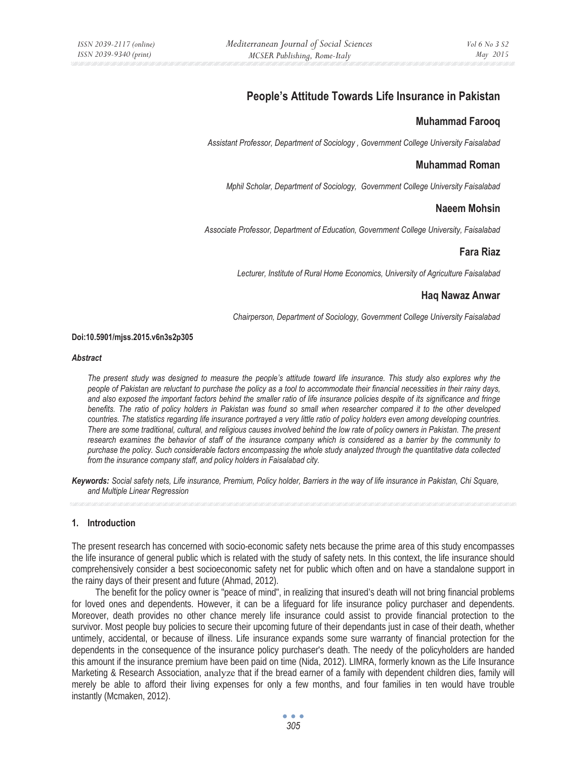# People's Attitude Towards Life Insurance in Pakistan

## Muhammad Farooq

*Assistant Professor, Department of Sociology , Government College University Faisalabad*

## Muhammad Roman

*Mphil Scholar, Department of Sociology, Government College University Faisalabad*

## Naeem Mohsin

*Associate Professor, Department of Education, Government College University, Faisalabad*

## Fara Riaz

*Lecturer, Institute of Rural Home Economics, University of Agriculture Faisalabad*

## Haq Nawaz Anwar

*Chairperson, Department of Sociology, Government College University Faisalabad*

**Doi:10.5901/mjss.2015.v6n3s2p305**

***Abstract***

*The present study was designed to measure the people's attitude toward life insurance. This study also explores why the people of Pakistan are reluctant to purchase the policy as a tool to accommodate their financial necessities in their rainy days, and also exposed the important factors behind the smaller ratio of life insurance policies despite of its significance and fringe benefits. The ratio of policy holders in Pakistan was found so small when researcher compared it to the other developed countries. The statistics regarding life insurance portrayed a very little ratio of policy holders even among developing countries. There are some traditional, cultural, and religious causes involved behind the low rate of policy owners in Pakistan. The present research examines the behavior of staff of the insurance company which is considered as a barrier by the community to purchase the policy. Such considerable factors encompassing the whole study analyzed through the quantitative data collected from the insurance company staff, and policy holders in Faisalabad city.*

***Keywords:*** *Social safety nets, Life insurance, Premium, Policy holder, Barriers in the way of life insurance in Pakistan, Chi Square, and Multiple Linear Regression*

## 1. Introduction

The present research has concerned with socio-economic safety nets because the prime area of this study encompasses the life insurance of general public which is related with the study of safety nets. In this context, the life insurance should comprehensively consider a best socioeconomic safety net for public which often and on have a standalone support in the rainy days of their present and future (Ahmad, 2012).

The benefit for the policy owner is "peace of mind", in realizing that insured's death will not bring financial problems for loved ones and dependents. However, it can be a lifeguard for life insurance policy purchaser and dependents. Moreover, death provides no other chance merely life insurance could assist to provide financial protection to the survivor. Most people buy policies to secure their upcoming future of their dependants just in case of their death, whether untimely, accidental, or because of illness. Life insurance expands some sure warranty of financial protection for the dependents in the consequence of the insurance policy purchaser's death. The needy of the policyholders are handed this amount if the insurance premium have been paid on time (Nida, 2012). LIMRA, formerly known as the Life Insurance Marketing & Research Association, analyze that if the bread earner of a family with dependent children dies, family will merely be able to afford their living expenses for only a few months, and four families in ten would have trouble instantly (Mcmaken, 2012).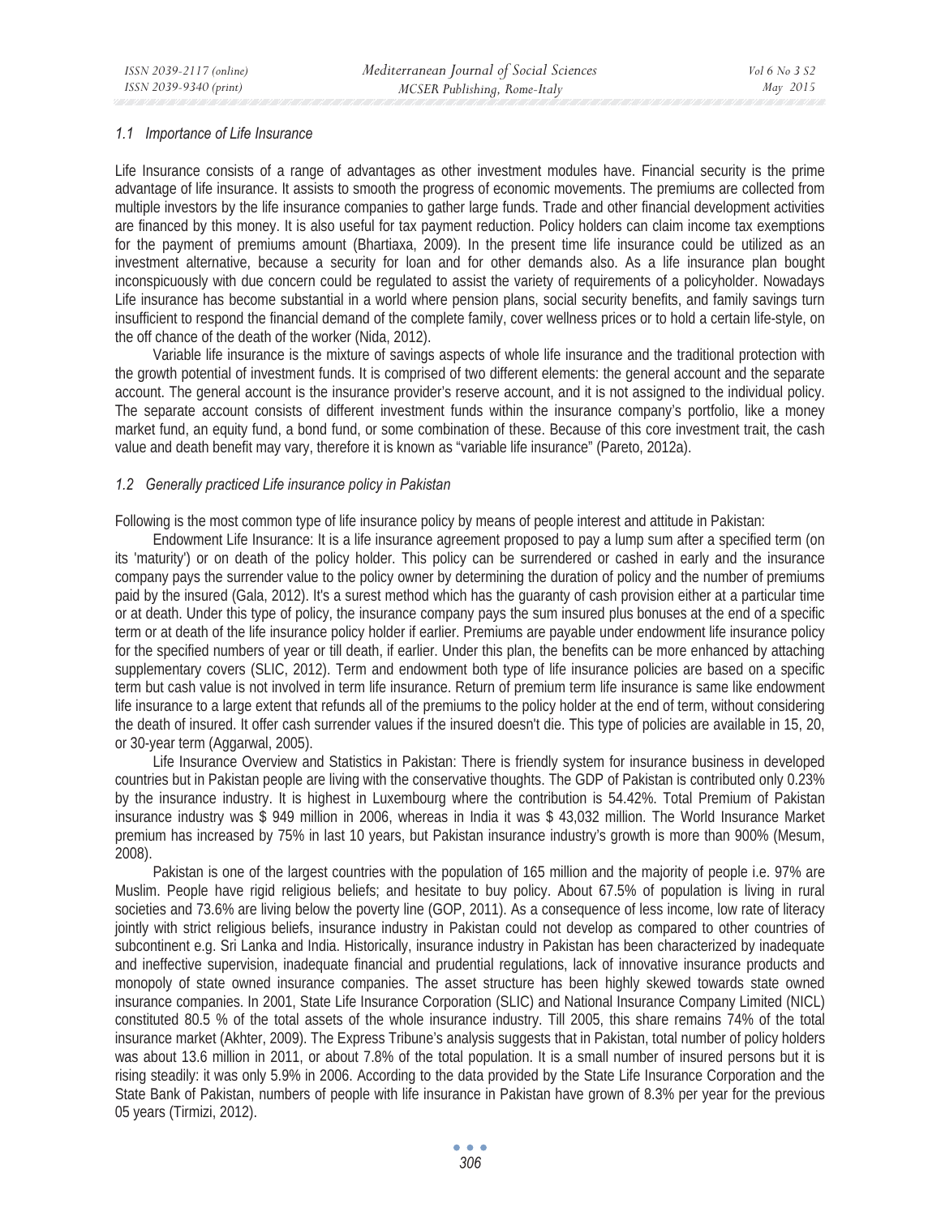### *1.1 Importance of Life Insurance*

Life Insurance consists of a range of advantages as other investment modules have. Financial security is the prime advantage of life insurance. It assists to smooth the progress of economic movements. The premiums are collected from multiple investors by the life insurance companies to gather large funds. Trade and other financial development activities are financed by this money. It is also useful for tax payment reduction. Policy holders can claim income tax exemptions for the payment of premiums amount (Bhartiaxa, 2009). In the present time life insurance could be utilized as an investment alternative, because a security for loan and for other demands also. As a life insurance plan bought inconspicuously with due concern could be regulated to assist the variety of requirements of a policyholder. Nowadays Life insurance has become substantial in a world where pension plans, social security benefits, and family savings turn insufficient to respond the financial demand of the complete family, cover wellness prices or to hold a certain life-style, on the off chance of the death of the worker (Nida, 2012).

Variable life insurance is the mixture of savings aspects of whole life insurance and the traditional protection with the growth potential of investment funds. It is comprised of two different elements: the general account and the separate account. The general account is the insurance provider's reserve account, and it is not assigned to the individual policy. The separate account consists of different investment funds within the insurance company's portfolio, like a money market fund, an equity fund, a bond fund, or some combination of these. Because of this core investment trait, the cash value and death benefit may vary, therefore it is known as "variable life insurance" (Pareto, 2012a).

### *1.2 Generally practiced Life insurance policy in Pakistan*

Following is the most common type of life insurance policy by means of people interest and attitude in Pakistan:

Endowment Life Insurance: It is a life insurance agreement proposed to pay a lump sum after a specified term (on its 'maturity') or on death of the policy holder. This policy can be surrendered or cashed in early and the insurance company pays the surrender value to the policy owner by determining the duration of policy and the number of premiums paid by the insured (Gala, 2012). It's a surest method which has the guaranty of cash provision either at a particular time or at death. Under this type of policy, the insurance company pays the sum insured plus bonuses at the end of a specific term or at death of the life insurance policy holder if earlier. Premiums are payable under endowment life insurance policy for the specified numbers of year or till death, if earlier. Under this plan, the benefits can be more enhanced by attaching supplementary covers (SLIC, 2012). Term and endowment both type of life insurance policies are based on a specific term but cash value is not involved in term life insurance. Return of premium term life insurance is same like endowment life insurance to a large extent that refunds all of the premiums to the policy holder at the end of term, without considering the death of insured. It offer cash surrender values if the insured doesn't die. This type of policies are available in 15, 20, or 30-year term (Aggarwal, 2005).

Life Insurance Overview and Statistics in Pakistan: There is friendly system for insurance business in developed countries but in Pakistan people are living with the conservative thoughts. The GDP of Pakistan is contributed only 0.23% by the insurance industry. It is highest in Luxembourg where the contribution is 54.42%. Total Premium of Pakistan insurance industry was $ 949 million in 2006, whereas in India it was $ 43,032 million. The World Insurance Market premium has increased by 75% in last 10 years, but Pakistan insurance industry's growth is more than 900% (Mesum, 2008).

Pakistan is one of the largest countries with the population of 165 million and the majority of people i.e. 97% are Muslim. People have rigid religious beliefs; and hesitate to buy policy. About 67.5% of population is living in rural societies and 73.6% are living below the poverty line (GOP, 2011). As a consequence of less income, low rate of literacy jointly with strict religious beliefs, insurance industry in Pakistan could not develop as compared to other countries of subcontinent e.g. Sri Lanka and India. Historically, insurance industry in Pakistan has been characterized by inadequate and ineffective supervision, inadequate financial and prudential regulations, lack of innovative insurance products and monopoly of state owned insurance companies. The asset structure has been highly skewed towards state owned insurance companies. In 2001, State Life Insurance Corporation (SLIC) and National Insurance Company Limited (NICL) constituted 80.5 % of the total assets of the whole insurance industry. Till 2005, this share remains 74% of the total insurance market (Akhter, 2009). The Express Tribune's analysis suggests that in Pakistan, total number of policy holders was about 13.6 million in 2011, or about 7.8% of the total population. It is a small number of insured persons but it is rising steadily: it was only 5.9% in 2006. According to the data provided by the State Life Insurance Corporation and the State Bank of Pakistan, numbers of people with life insurance in Pakistan have grown of 8.3% per year for the previous 05 years (Tirmizi, 2012).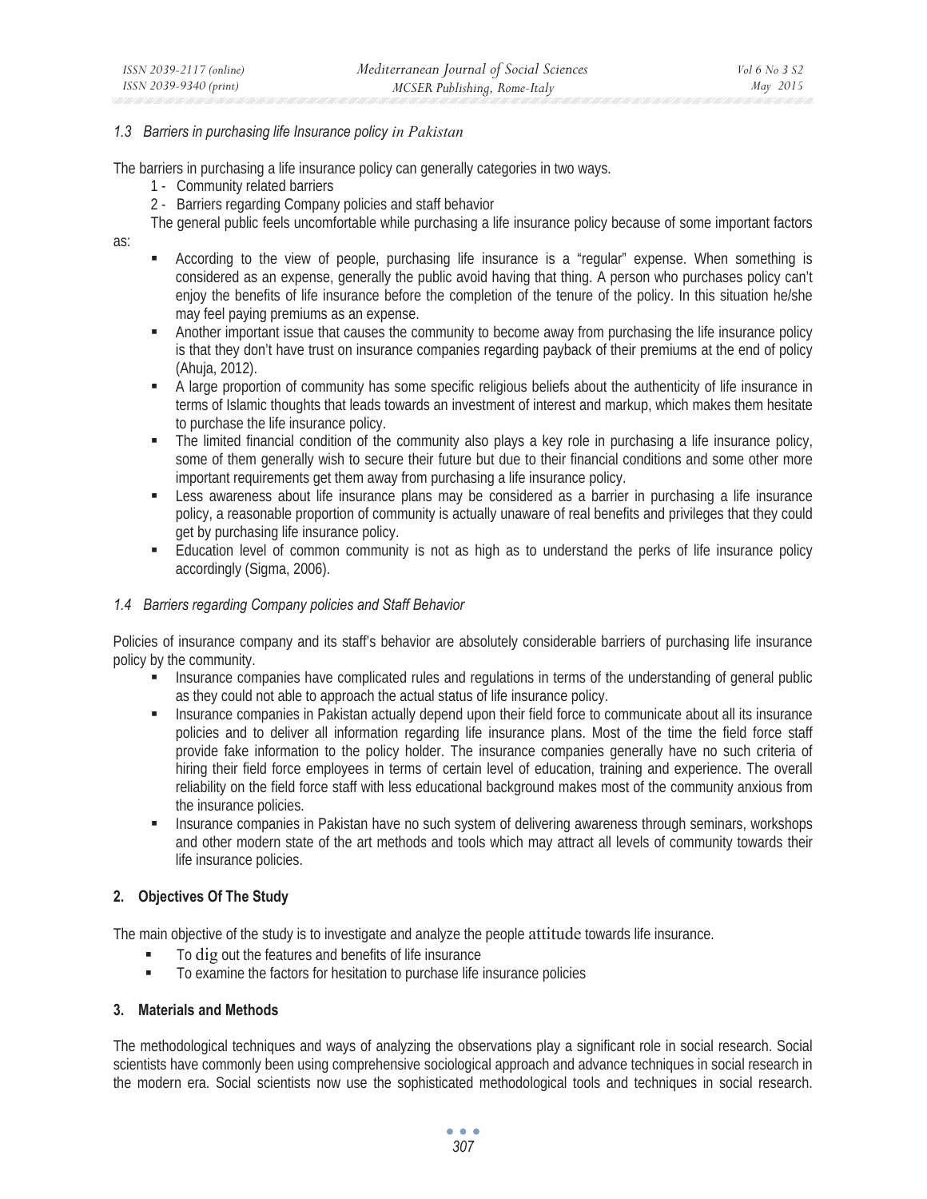### *1.3 Barriers in purchasing life Insurance policy in Pakistan*

The barriers in purchasing a life insurance policy can generally categories in two ways.

1 - Community related barriers
2 - Barriers regarding Company policies and staff behavior

The general public feels uncomfortable while purchasing a life insurance policy because of some important factors as:

- According to the view of people, purchasing life insurance is a "regular" expense. When something is considered as an expense, generally the public avoid having that thing. A person who purchases policy can't enjoy the benefits of life insurance before the completion of the tenure of the policy. In this situation he/she may feel paying premiums as an expense.
- Another important issue that causes the community to become away from purchasing the life insurance policy is that they don't have trust on insurance companies regarding payback of their premiums at the end of policy (Ahuja, 2012).
- A large proportion of community has some specific religious beliefs about the authenticity of life insurance in terms of Islamic thoughts that leads towards an investment of interest and markup, which makes them hesitate to purchase the life insurance policy.
- The limited financial condition of the community also plays a key role in purchasing a life insurance policy, some of them generally wish to secure their future but due to their financial conditions and some other more important requirements get them away from purchasing a life insurance policy.
- Less awareness about life insurance plans may be considered as a barrier in purchasing a life insurance policy, a reasonable proportion of community is actually unaware of real benefits and privileges that they could get by purchasing life insurance policy.
- Education level of common community is not as high as to understand the perks of life insurance policy accordingly (Sigma, 2006).

### *1.4 Barriers regarding Company policies and Staff Behavior*

Policies of insurance company and its staff's behavior are absolutely considerable barriers of purchasing life insurance policy by the community.

- Insurance companies have complicated rules and regulations in terms of the understanding of general public as they could not able to approach the actual status of life insurance policy.
- Insurance companies in Pakistan actually depend upon their field force to communicate about all its insurance policies and to deliver all information regarding life insurance plans. Most of the time the field force staff provide fake information to the policy holder. The insurance companies generally have no such criteria of hiring their field force employees in terms of certain level of education, training and experience. The overall reliability on the field force staff with less educational background makes most of the community anxious from the insurance policies.
- Insurance companies in Pakistan have no such system of delivering awareness through seminars, workshops and other modern state of the art methods and tools which may attract all levels of community towards their life insurance policies.

## 2. Objectives Of The Study

The main objective of the study is to investigate and analyze the people attitude towards life insurance.

- To dig out the features and benefits of life insurance
- To examine the factors for hesitation to purchase life insurance policies

## 3. Materials and Methods

The methodological techniques and ways of analyzing the observations play a significant role in social research. Social scientists have commonly been using comprehensive sociological approach and advance techniques in social research in the modern era. Social scientists now use the sophisticated methodological tools and techniques in social research.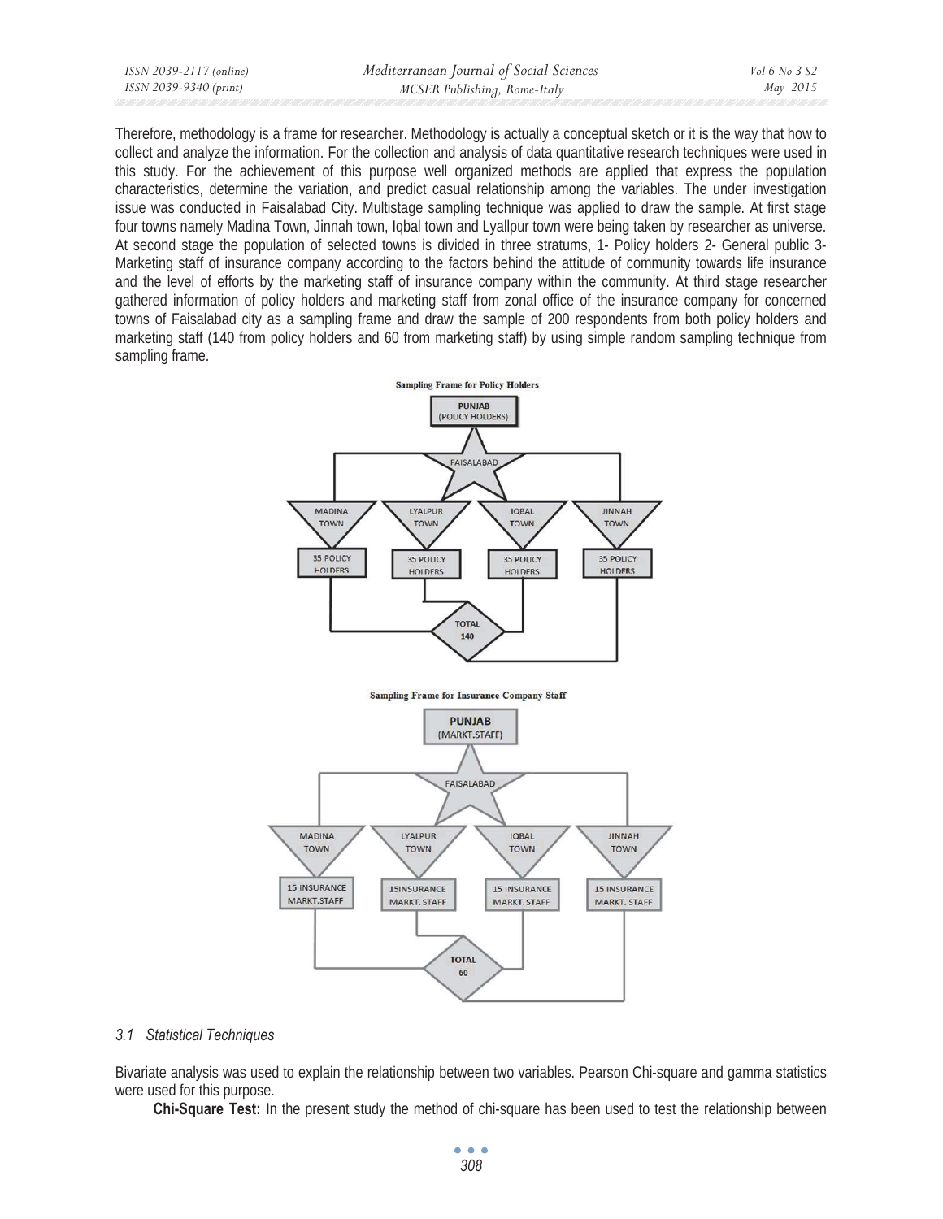Therefore, methodology is a frame for researcher. Methodology is actually a conceptual sketch or it is the way that how to collect and analyze the information. For the collection and analysis of data quantitative research techniques were used in this study. For the achievement of this purpose well organized methods are applied that express the population characteristics, determine the variation, and predict casual relationship among the variables. The under investigation issue was conducted in Faisalabad City. Multistage sampling technique was applied to draw the sample. At first stage four towns namely Madina Town, Jinnah town, Iqbal town and Lyallpur town were being taken by researcher as universe. At second stage the population of selected towns is divided in three stratums, 1- Policy holders 2- General public 3- Marketing staff of insurance company according to the factors behind the attitude of community towards life insurance and the level of efforts by the marketing staff of insurance company within the community. At third stage researcher gathered information of policy holders and marketing staff from zonal office of the insurance company for concerned towns of Faisalabad city as a sampling frame and draw the sample of 200 respondents from both policy holders and marketing staff (140 from policy holders and 60 from marketing staff) by using simple random sampling technique from sampling frame.

**Sampling Frame for Policy Holders**

PUNJAB (POLICY HOLDERS)

FAISALABAD

MADINA TOWN — 35 POLICY HOLDERS
LYALPUR TOWN — 35 POLICY HOLDERS
IQBAL TOWN — 35 POLICY HOLDERS
JINNAH TOWN — 35 POLICY HOLDERS

TOTAL 140

**Sampling Frame for Insurance Company Staff**

PUNJAB (MARKT.STAFF)

FAISALABAD

MADINA TOWN — 15 INSURANCE MARKT.STAFF
LYALPUR TOWN — 15INSURANCE MARKT.STAFF
IQBAL TOWN — 15 INSURANCE MARKT.STAFF
JINNAH TOWN — 15 INSURANCE MARKT. STAFF

TOTAL 60

### *3.1 Statistical Techniques*

Bivariate analysis was used to explain the relationship between two variables. Pearson Chi-square and gamma statistics were used for this purpose.

**Chi-Square Test:** In the present study the method of chi-square has been used to test the relationship between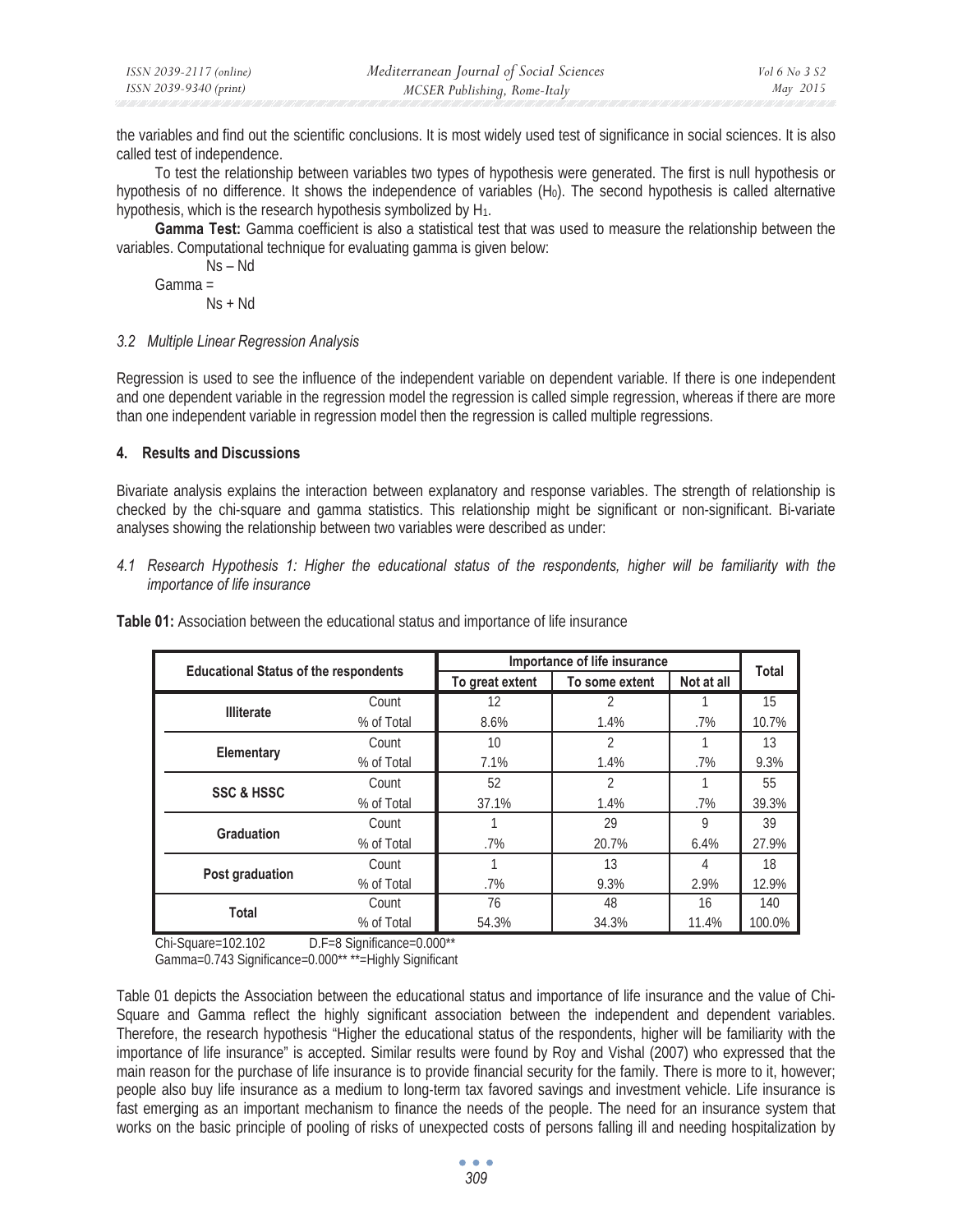the variables and find out the scientific conclusions. It is most widely used test of significance in social sciences. It is also called test of independence.

To test the relationship between variables two types of hypothesis were generated. The first is null hypothesis or hypothesis of no difference. It shows the independence of variables ($H_0$). The second hypothesis is called alternative hypothesis, which is the research hypothesis symbolized by $H_1$.

**Gamma Test:** Gamma coefficient is also a statistical test that was used to measure the relationship between the variables. Computational technique for evaluating gamma is given below:

$$\text{Gamma} = \frac{Ns - Nd}{Ns + Nd}$$

### *3.2 Multiple Linear Regression Analysis*

Regression is used to see the influence of the independent variable on dependent variable. If there is one independent and one dependent variable in the regression model the regression is called simple regression, whereas if there are more than one independent variable in regression model then the regression is called multiple regressions.

## 4. Results and Discussions

Bivariate analysis explains the interaction between explanatory and response variables. The strength of relationship is checked by the chi-square and gamma statistics. This relationship might be significant or non-significant. Bi-variate analyses showing the relationship between two variables were described as under:

### *4.1 Research Hypothesis 1: Higher the educational status of the respondents, higher will be familiarity with the importance of life insurance*

**Table 01:** Association between the educational status and importance of life insurance

| Educational Status of the respondents | | Importance of life insurance | | | Total |
|---|---|---|---|---|---|
| | | To great extent | To some extent | Not at all | |
| **Illiterate** | Count | 12 | 2 | 1 | 15 |
| | % of Total | 8.6% | 1.4% | .7% | 10.7% |
| **Elementary** | Count | 10 | 2 | 1 | 13 |
| | % of Total | 7.1% | 1.4% | .7% | 9.3% |
| **SSC & HSSC** | Count | 52 | 2 | 1 | 55 |
| | % of Total | 37.1% | 1.4% | .7% | 39.3% |
| **Graduation** | Count | 1 | 29 | 9 | 39 |
| | % of Total | .7% | 20.7% | 6.4% | 27.9% |
| **Post graduation** | Count | 1 | 13 | 4 | 18 |
| | % of Total | .7% | 9.3% | 2.9% | 12.9% |
| **Total** | Count | 76 | 48 | 16 | 140 |
| | % of Total | 54.3% | 34.3% | 11.4% | 100.0% |

Chi-Square=102.102 D.F=8 Significance=0.000**
Gamma=0.743 Significance=0.000** **=Highly Significant

Table 01 depicts the Association between the educational status and importance of life insurance and the value of Chi-Square and Gamma reflect the highly significant association between the independent and dependent variables. Therefore, the research hypothesis "Higher the educational status of the respondents, higher will be familiarity with the importance of life insurance" is accepted. Similar results were found by Roy and Vishal (2007) who expressed that the main reason for the purchase of life insurance is to provide financial security for the family. There is more to it, however; people also buy life insurance as a medium to long-term tax favored savings and investment vehicle. Life insurance is fast emerging as an important mechanism to finance the needs of the people. The need for an insurance system that works on the basic principle of pooling of risks of unexpected costs of persons falling ill and needing hospitalization by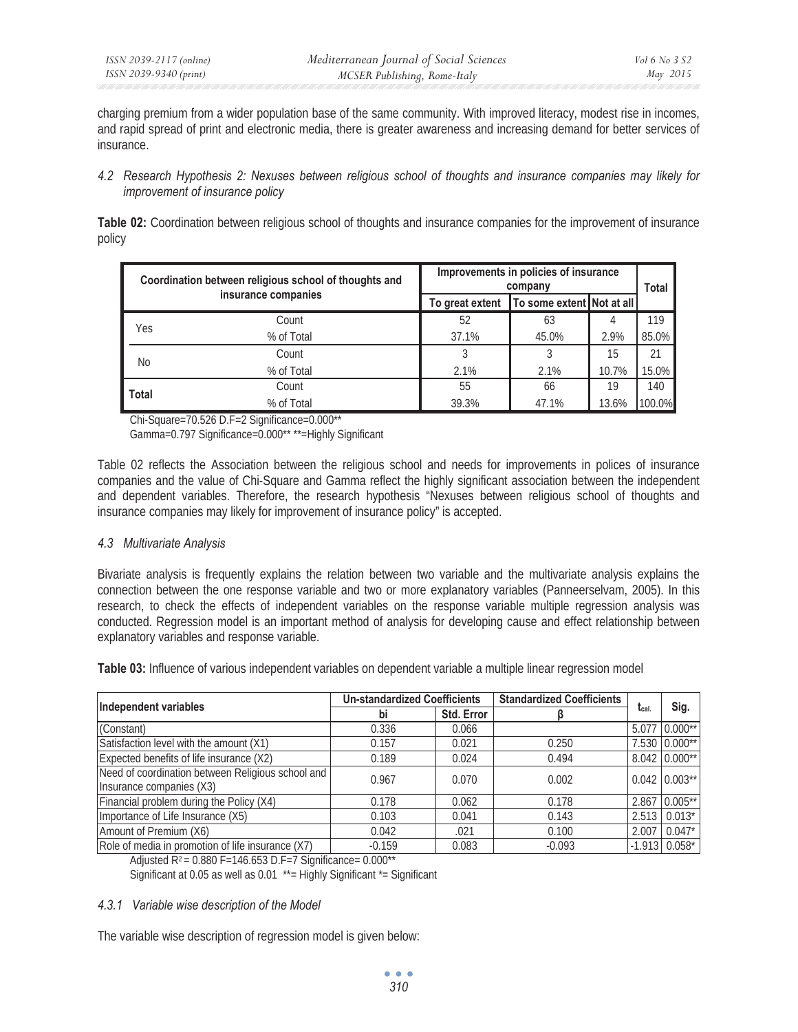charging premium from a wider population base of the same community. With improved literacy, modest rise in incomes, and rapid spread of print and electronic media, there is greater awareness and increasing demand for better services of insurance.

### *4.2 Research Hypothesis 2: Nexuses between religious school of thoughts and insurance companies may likely for improvement of insurance policy*

**Table 02:** Coordination between religious school of thoughts and insurance companies for the improvement of insurance policy

| Coordination between religious school of thoughts and insurance companies | | Improvements in policies of insurance company | | | Total |
|---|---|---|---|---|---|
| | | To great extent | To some extent | Not at all | |
| Yes | Count | 52 | 63 | 4 | 119 |
| | % of Total | 37.1% | 45.0% | 2.9% | 85.0% |
| No | Count | 3 | 3 | 15 | 21 |
| | % of Total | 2.1% | 2.1% | 10.7% | 15.0% |
| **Total** | Count | 55 | 66 | 19 | 140 |
| | % of Total | 39.3% | 47.1% | 13.6% | 100.0% |

Chi-Square=70.526 D.F=2 Significance=0.000**
Gamma=0.797 Significance=0.000** **=Highly Significant

Table 02 reflects the Association between the religious school and needs for improvements in polices of insurance companies and the value of Chi-Square and Gamma reflect the highly significant association between the independent and dependent variables. Therefore, the research hypothesis "Nexuses between religious school of thoughts and insurance companies may likely for improvement of insurance policy" is accepted.

### *4.3 Multivariate Analysis*

Bivariate analysis is frequently explains the relation between two variable and the multivariate analysis explains the connection between the one response variable and two or more explanatory variables (Panneerselvam, 2005). In this research, to check the effects of independent variables on the response variable multiple regression analysis was conducted. Regression model is an important method of analysis for developing cause and effect relationship between explanatory variables and response variable.

**Table 03:** Influence of various independent variables on dependent variable a multiple linear regression model

| Independent variables | Un-standardized Coefficients | | Standardized Coefficients | $t_{cal.}$ | Sig. |
|---|---|---|---|---|---|
| | bi | Std. Error | β | | |
| (Constant) | 0.336 | 0.066 | | 5.077 | 0.000** |
| Satisfaction level with the amount (X1) | 0.157 | 0.021 | 0.250 | 7.530 | 0.000** |
| Expected benefits of life insurance (X2) | 0.189 | 0.024 | 0.494 | 8.042 | 0.000** |
| Need of coordination between Religious school and Insurance companies (X3) | 0.967 | 0.070 | 0.002 | 0.042 | 0.003** |
| Financial problem during the Policy (X4) | 0.178 | 0.062 | 0.178 | 2.867 | 0.005** |
| Importance of Life Insurance (X5) | 0.103 | 0.041 | 0.143 | 2.513 | 0.013* |
| Amount of Premium (X6) | 0.042 | .021 | 0.100 | 2.007 | 0.047* |
| Role of media in promotion of life insurance (X7) | -0.159 | 0.083 | -0.093 | -1.913 | 0.058* |

Adjusted $R^2$ = 0.880 F=146.653 D.F=7 Significance= 0.000**
Significant at 0.05 as well as 0.01 **= Highly Significant *= Significant

#### *4.3.1 Variable wise description of the Model*

The variable wise description of regression model is given below: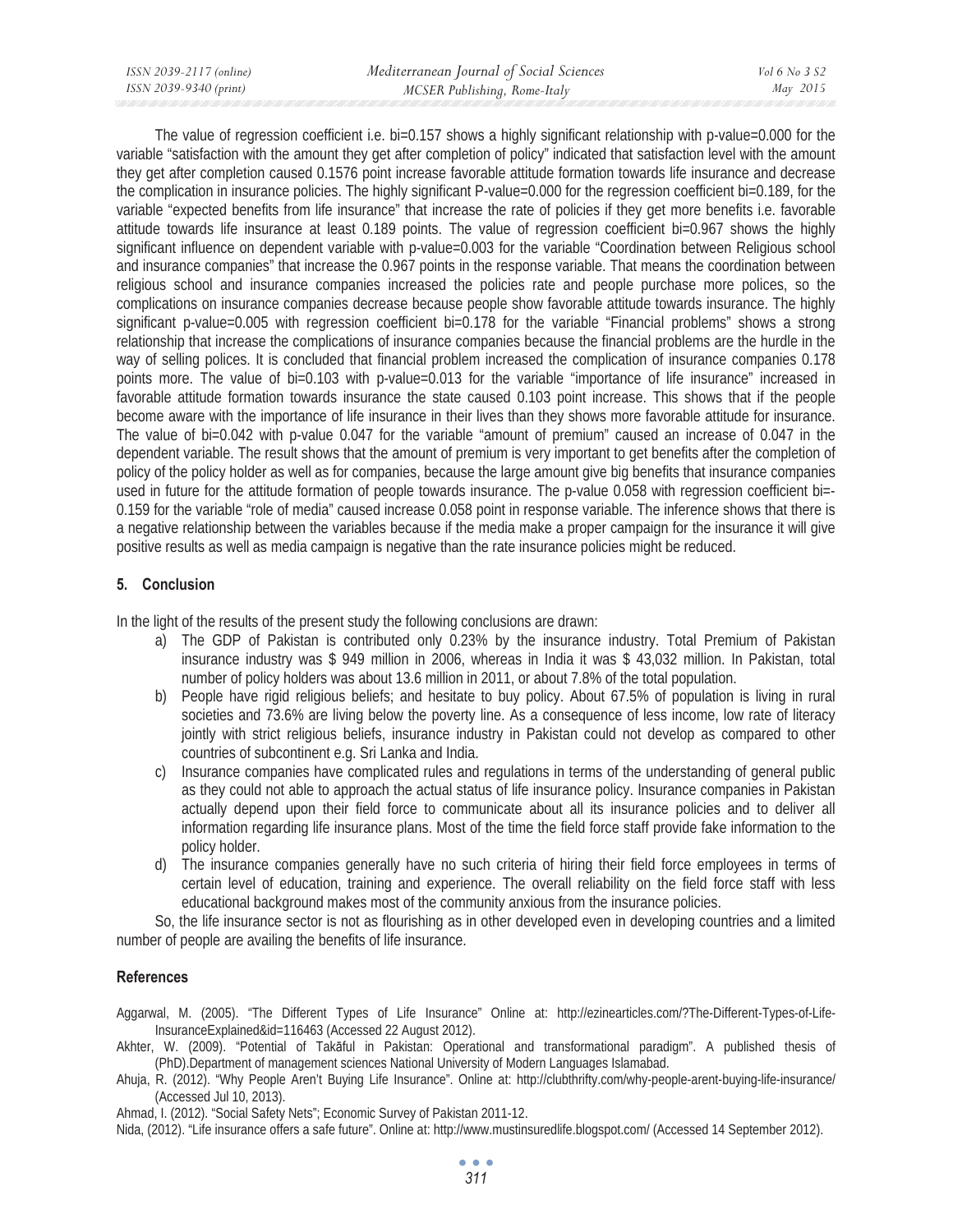The value of regression coefficient i.e. bi=0.157 shows a highly significant relationship with p-value=0.000 for the variable "satisfaction with the amount they get after completion of policy" indicated that satisfaction level with the amount they get after completion caused 0.1576 point increase favorable attitude formation towards life insurance and decrease the complication in insurance policies. The highly significant P-value=0.000 for the regression coefficient bi=0.189, for the variable "expected benefits from life insurance" that increase the rate of policies if they get more benefits i.e. favorable attitude towards life insurance at least 0.189 points. The value of regression coefficient bi=0.967 shows the highly significant influence on dependent variable with p-value=0.003 for the variable "Coordination between Religious school and insurance companies" that increase the 0.967 points in the response variable. That means the coordination between religious school and insurance companies increased the policies rate and people purchase more polices, so the complications on insurance companies decrease because people show favorable attitude towards insurance. The highly significant p-value=0.005 with regression coefficient bi=0.178 for the variable "Financial problems" shows a strong relationship that increase the complications of insurance companies because the financial problems are the hurdle in the way of selling polices. It is concluded that financial problem increased the complication of insurance companies 0.178 points more. The value of bi=0.103 with p-value=0.013 for the variable "importance of life insurance" increased in favorable attitude formation towards insurance the state caused 0.103 point increase. This shows that if the people become aware with the importance of life insurance in their lives than they shows more favorable attitude for insurance. The value of bi=0.042 with p-value 0.047 for the variable "amount of premium" caused an increase of 0.047 in the dependent variable. The result shows that the amount of premium is very important to get benefits after the completion of policy of the policy holder as well as for companies, because the large amount give big benefits that insurance companies used in future for the attitude formation of people towards insurance. The p-value 0.058 with regression coefficient bi=-0.159 for the variable "role of media" caused increase 0.058 point in response variable. The inference shows that there is a negative relationship between the variables because if the media make a proper campaign for the insurance it will give positive results as well as media campaign is negative than the rate insurance policies might be reduced.

## 5. Conclusion

In the light of the results of the present study the following conclusions are drawn:

a) The GDP of Pakistan is contributed only 0.23% by the insurance industry. Total Premium of Pakistan insurance industry was $ 949 million in 2006, whereas in India it was $ 43,032 million. In Pakistan, total number of policy holders was about 13.6 million in 2011, or about 7.8% of the total population.

b) People have rigid religious beliefs; and hesitate to buy policy. About 67.5% of population is living in rural societies and 73.6% are living below the poverty line. As a consequence of less income, low rate of literacy jointly with strict religious beliefs, insurance industry in Pakistan could not develop as compared to other countries of subcontinent e.g. Sri Lanka and India.

c) Insurance companies have complicated rules and regulations in terms of the understanding of general public as they could not able to approach the actual status of life insurance policy. Insurance companies in Pakistan actually depend upon their field force to communicate about all its insurance policies and to deliver all information regarding life insurance plans. Most of the time the field force staff provide fake information to the policy holder.

d) The insurance companies generally have no such criteria of hiring their field force employees in terms of certain level of education, training and experience. The overall reliability on the field force staff with less educational background makes most of the community anxious from the insurance policies.

So, the life insurance sector is not as flourishing as in other developed even in developing countries and a limited number of people are availing the benefits of life insurance.

## References

Aggarwal, M. (2005). "The Different Types of Life Insurance" Online at: http://ezinearticles.com/?The-Different-Types-of-Life-InsuranceExplained&id=116463 (Accessed 22 August 2012).

Akhter, W. (2009). "Potential of Takāful in Pakistan: Operational and transformational paradigm". A published thesis of (PhD).Department of management sciences National University of Modern Languages Islamabad.

Ahuja, R. (2012). "Why People Aren't Buying Life Insurance". Online at: http://clubthrifty.com/why-people-arent-buying-life-insurance/ (Accessed Jul 10, 2013).

Ahmad, I. (2012). "Social Safety Nets"; Economic Survey of Pakistan 2011-12.

Nida, (2012). "Life insurance offers a safe future". Online at: http://www.mustinsuredlife.blogspot.com/ (Accessed 14 September 2012).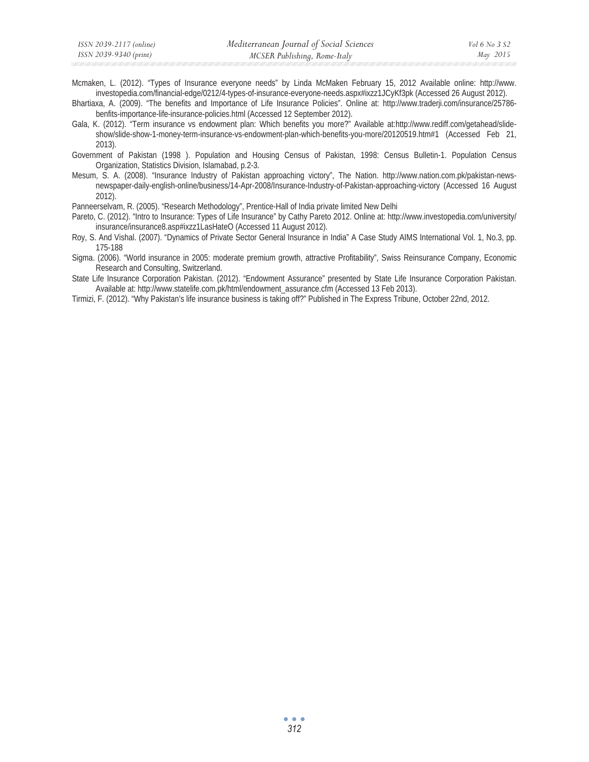Mcmaken, L. (2012). "Types of Insurance everyone needs" by Linda McMaken February 15, 2012 Available online: http://www.investopedia.com/financial-edge/0212/4-types-of-insurance-everyone-needs.aspx#ixzz1JCyKf3pk (Accessed 26 August 2012).

Bhartiaxa, A. (2009). "The benefits and Importance of Life Insurance Policies". Online at: http://www.traderji.com/insurance/25786-benfits-importance-life-insurance-policies.html (Accessed 12 September 2012).

Gala, K. (2012). "Term insurance vs endowment plan: Which benefits you more?" Available at:http://www.rediff.com/getahead/slide-show/slide-show-1-money-term-insurance-vs-endowment-plan-which-benefits-you-more/20120519.htm#1 (Accessed Feb 21, 2013).

Government of Pakistan (1998 ). Population and Housing Census of Pakistan, 1998: Census Bulletin-1. Population Census Organization, Statistics Division, Islamabad, p.2-3.

Mesum, S. A. (2008). "Insurance Industry of Pakistan approaching victory", The Nation. http://www.nation.com.pk/pakistan-news-newspaper-daily-english-online/business/14-Apr-2008/Insurance-Industry-of-Pakistan-approaching-victory (Accessed 16 August 2012).

Panneerselvam, R. (2005). "Research Methodology", Prentice-Hall of India private limited New Delhi

Pareto, C. (2012). "Intro to Insurance: Types of Life Insurance" by Cathy Pareto 2012. Online at: http://www.investopedia.com/university/insurance/insurance8.asp#ixzz1LasHateO (Accessed 11 August 2012).

Roy, S. And Vishal. (2007). "Dynamics of Private Sector General Insurance in India" A Case Study AIMS International Vol. 1, No.3, pp. 175-188

Sigma. (2006). "World insurance in 2005: moderate premium growth, attractive Profitability", Swiss Reinsurance Company, Economic Research and Consulting, Switzerland.

State Life Insurance Corporation Pakistan. (2012). "Endowment Assurance" presented by State Life Insurance Corporation Pakistan. Available at: http://www.statelife.com.pk/html/endowment_assurance.cfm (Accessed 13 Feb 2013).

Tirmizi, F. (2012). "Why Pakistan's life insurance business is taking off?" Published in The Express Tribune, October 22nd, 2012.